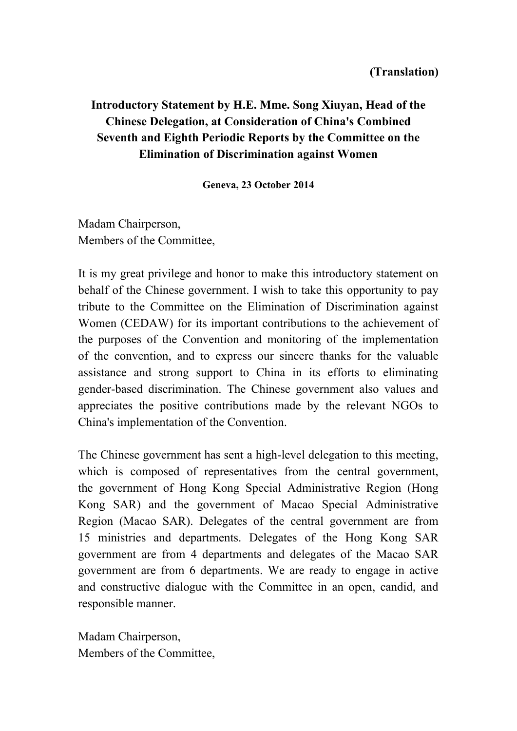**(Translation)**

# Introductory Statement by H.E. Mme. Song Xiuyan, Head of the Chinese Delegation, at Consideration of China's Combined Seventh and Eighth Periodic Reports by the Committee on the Elimination of Discrimination against Women

**Geneva, 23 October 2014**

Madam Chairperson,
Members of the Committee,

It is my great privilege and honor to make this introductory statement on behalf of the Chinese government. I wish to take this opportunity to pay tribute to the Committee on the Elimination of Discrimination against Women (CEDAW) for its important contributions to the achievement of the purposes of the Convention and monitoring of the implementation of the convention, and to express our sincere thanks for the valuable assistance and strong support to China in its efforts to eliminating gender-based discrimination. The Chinese government also values and appreciates the positive contributions made by the relevant NGOs to China's implementation of the Convention.

The Chinese government has sent a high-level delegation to this meeting, which is composed of representatives from the central government, the government of Hong Kong Special Administrative Region (Hong Kong SAR) and the government of Macao Special Administrative Region (Macao SAR). Delegates of the central government are from 15 ministries and departments. Delegates of the Hong Kong SAR government are from 4 departments and delegates of the Macao SAR government are from 6 departments. We are ready to engage in active and constructive dialogue with the Committee in an open, candid, and responsible manner.

Madam Chairperson,
Members of the Committee,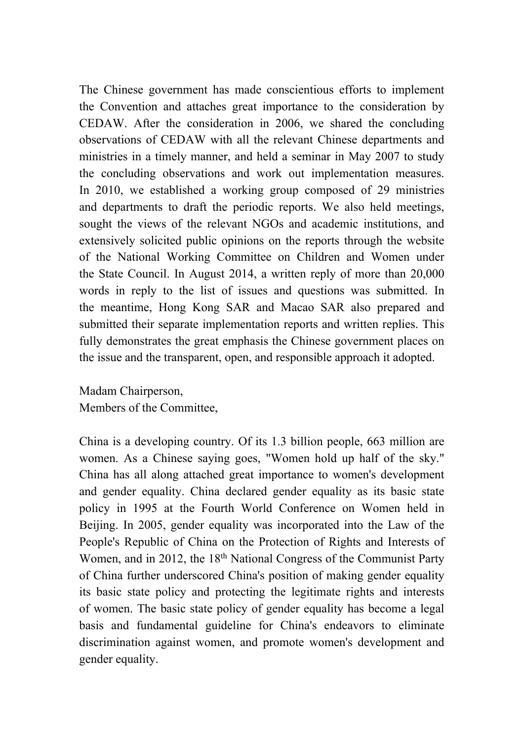The Chinese government has made conscientious efforts to implement the Convention and attaches great importance to the consideration by CEDAW. After the consideration in 2006, we shared the concluding observations of CEDAW with all the relevant Chinese departments and ministries in a timely manner, and held a seminar in May 2007 to study the concluding observations and work out implementation measures. In 2010, we established a working group composed of 29 ministries and departments to draft the periodic reports. We also held meetings, sought the views of the relevant NGOs and academic institutions, and extensively solicited public opinions on the reports through the website of the National Working Committee on Children and Women under the State Council. In August 2014, a written reply of more than 20,000 words in reply to the list of issues and questions was submitted. In the meantime, Hong Kong SAR and Macao SAR also prepared and submitted their separate implementation reports and written replies. This fully demonstrates the great emphasis the Chinese government places on the issue and the transparent, open, and responsible approach it adopted.

Madam Chairperson,
Members of the Committee,

China is a developing country. Of its 1.3 billion people, 663 million are women. As a Chinese saying goes, "Women hold up half of the sky." China has all along attached great importance to women's development and gender equality. China declared gender equality as its basic state policy in 1995 at the Fourth World Conference on Women held in Beijing. In 2005, gender equality was incorporated into the Law of the People's Republic of China on the Protection of Rights and Interests of Women, and in 2012, the 18th National Congress of the Communist Party of China further underscored China's position of making gender equality its basic state policy and protecting the legitimate rights and interests of women. The basic state policy of gender equality has become a legal basis and fundamental guideline for China's endeavors to eliminate discrimination against women, and promote women's development and gender equality.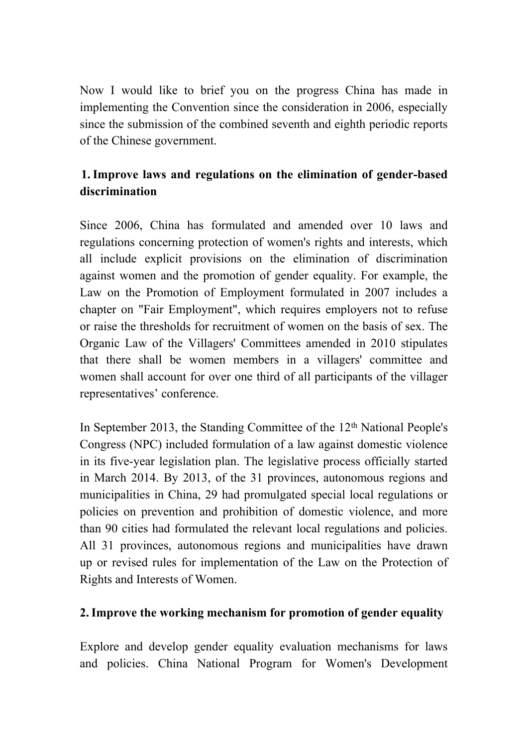Now I would like to brief you on the progress China has made in implementing the Convention since the consideration in 2006, especially since the submission of the combined seventh and eighth periodic reports of the Chinese government.

## 1. Improve laws and regulations on the elimination of gender-based discrimination

Since 2006, China has formulated and amended over 10 laws and regulations concerning protection of women's rights and interests, which all include explicit provisions on the elimination of discrimination against women and the promotion of gender equality. For example, the Law on the Promotion of Employment formulated in 2007 includes a chapter on "Fair Employment", which requires employers not to refuse or raise the thresholds for recruitment of women on the basis of sex. The Organic Law of the Villagers' Committees amended in 2010 stipulates that there shall be women members in a villagers' committee and women shall account for over one third of all participants of the villager representatives' conference.

In September 2013, the Standing Committee of the 12th National People's Congress (NPC) included formulation of a law against domestic violence in its five-year legislation plan. The legislative process officially started in March 2014. By 2013, of the 31 provinces, autonomous regions and municipalities in China, 29 had promulgated special local regulations or policies on prevention and prohibition of domestic violence, and more than 90 cities had formulated the relevant local regulations and policies. All 31 provinces, autonomous regions and municipalities have drawn up or revised rules for implementation of the Law on the Protection of Rights and Interests of Women.

## 2. Improve the working mechanism for promotion of gender equality

Explore and develop gender equality evaluation mechanisms for laws and policies. China National Program for Women's Development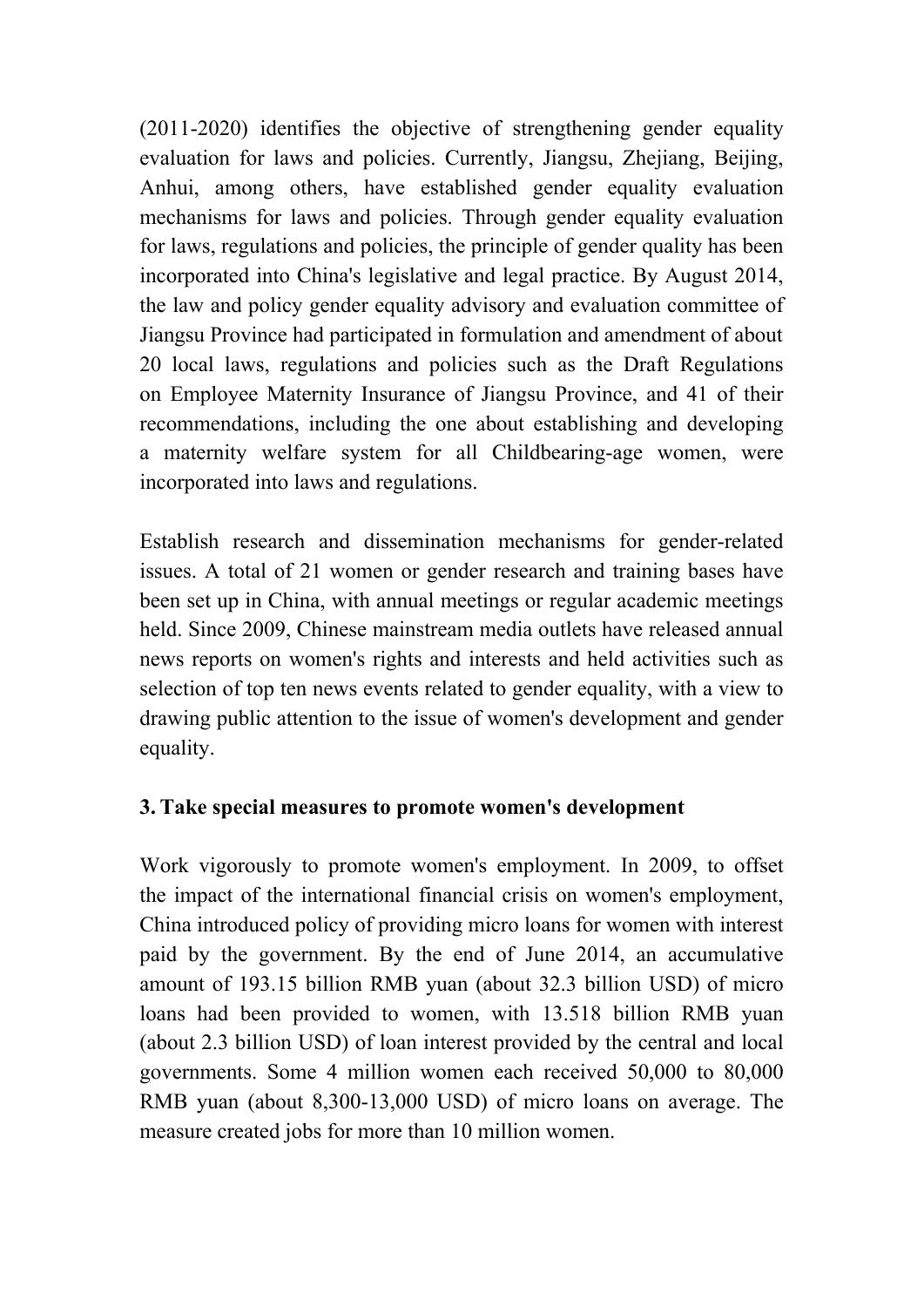(2011-2020) identifies the objective of strengthening gender equality evaluation for laws and policies. Currently, Jiangsu, Zhejiang, Beijing, Anhui, among others, have established gender equality evaluation mechanisms for laws and policies. Through gender equality evaluation for laws, regulations and policies, the principle of gender quality has been incorporated into China's legislative and legal practice. By August 2014, the law and policy gender equality advisory and evaluation committee of Jiangsu Province had participated in formulation and amendment of about 20 local laws, regulations and policies such as the Draft Regulations on Employee Maternity Insurance of Jiangsu Province, and 41 of their recommendations, including the one about establishing and developing a maternity welfare system for all Childbearing-age women, were incorporated into laws and regulations.

Establish research and dissemination mechanisms for gender-related issues. A total of 21 women or gender research and training bases have been set up in China, with annual meetings or regular academic meetings held. Since 2009, Chinese mainstream media outlets have released annual news reports on women's rights and interests and held activities such as selection of top ten news events related to gender equality, with a view to drawing public attention to the issue of women's development and gender equality.

### 3. Take special measures to promote women's development

Work vigorously to promote women's employment. In 2009, to offset the impact of the international financial crisis on women's employment, China introduced policy of providing micro loans for women with interest paid by the government. By the end of June 2014, an accumulative amount of 193.15 billion RMB yuan (about 32.3 billion USD) of micro loans had been provided to women, with 13.518 billion RMB yuan (about 2.3 billion USD) of loan interest provided by the central and local governments. Some 4 million women each received 50,000 to 80,000 RMB yuan (about 8,300-13,000 USD) of micro loans on average. The measure created jobs for more than 10 million women.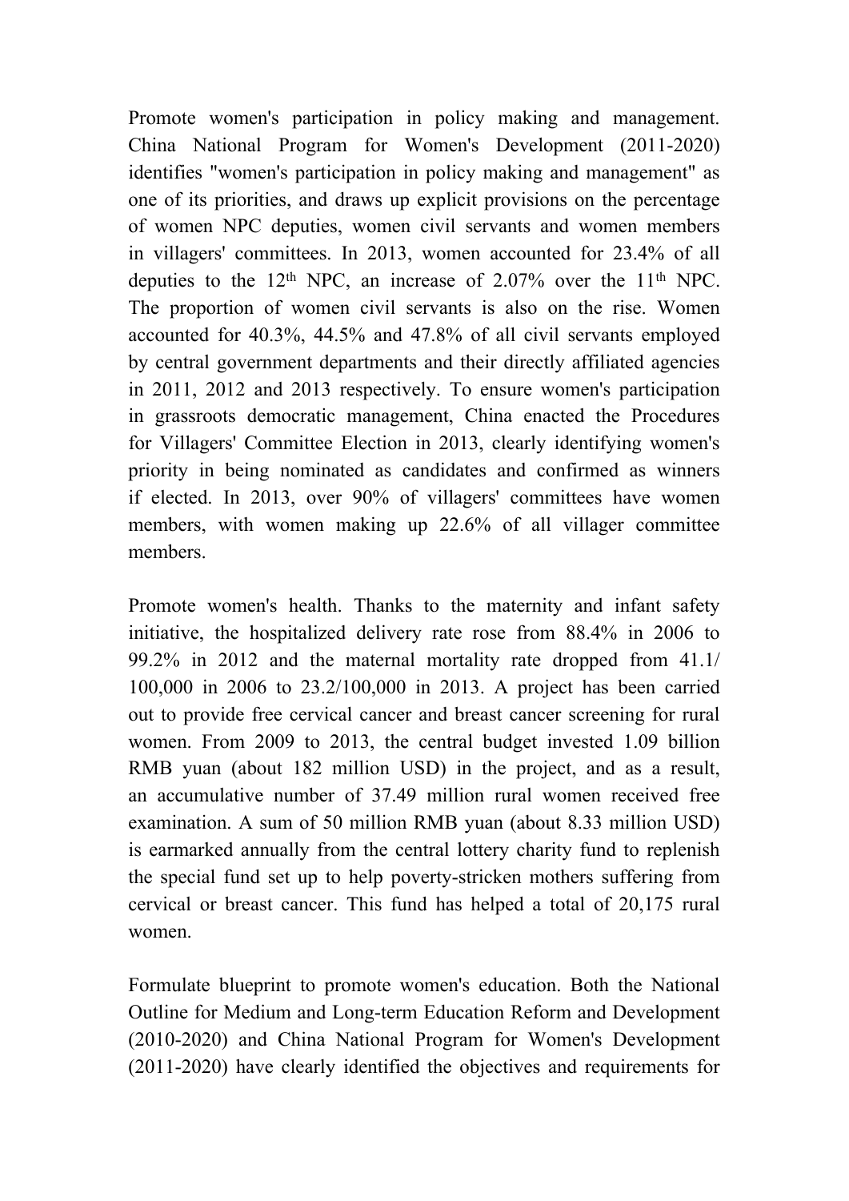Promote women's participation in policy making and management. China National Program for Women's Development (2011-2020) identifies "women's participation in policy making and management" as one of its priorities, and draws up explicit provisions on the percentage of women NPC deputies, women civil servants and women members in villagers' committees. In 2013, women accounted for 23.4% of all deputies to the 12th NPC, an increase of 2.07% over the 11th NPC. The proportion of women civil servants is also on the rise. Women accounted for 40.3%, 44.5% and 47.8% of all civil servants employed by central government departments and their directly affiliated agencies in 2011, 2012 and 2013 respectively. To ensure women's participation in grassroots democratic management, China enacted the Procedures for Villagers' Committee Election in 2013, clearly identifying women's priority in being nominated as candidates and confirmed as winners if elected. In 2013, over 90% of villagers' committees have women members, with women making up 22.6% of all villager committee members.

Promote women's health. Thanks to the maternity and infant safety initiative, the hospitalized delivery rate rose from 88.4% in 2006 to 99.2% in 2012 and the maternal mortality rate dropped from 41.1/100,000 in 2006 to 23.2/100,000 in 2013. A project has been carried out to provide free cervical cancer and breast cancer screening for rural women. From 2009 to 2013, the central budget invested 1.09 billion RMB yuan (about 182 million USD) in the project, and as a result, an accumulative number of 37.49 million rural women received free examination. A sum of 50 million RMB yuan (about 8.33 million USD) is earmarked annually from the central lottery charity fund to replenish the special fund set up to help poverty-stricken mothers suffering from cervical or breast cancer. This fund has helped a total of 20,175 rural women.

Formulate blueprint to promote women's education. Both the National Outline for Medium and Long-term Education Reform and Development (2010-2020) and China National Program for Women's Development (2011-2020) have clearly identified the objectives and requirements for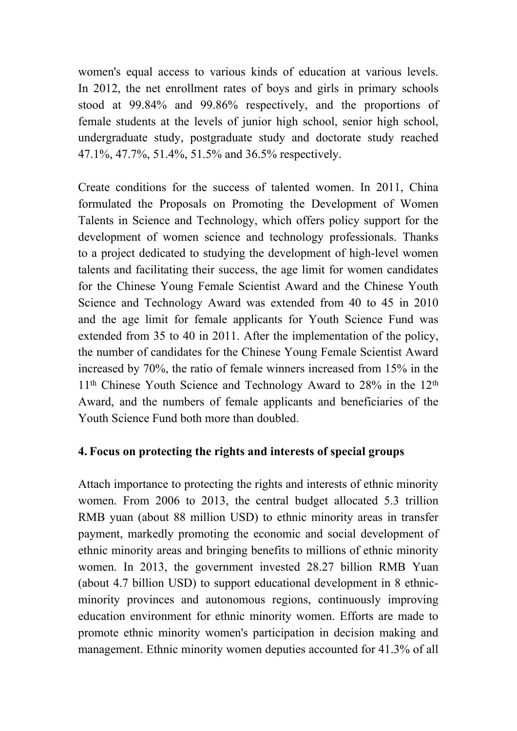women's equal access to various kinds of education at various levels. In 2012, the net enrollment rates of boys and girls in primary schools stood at 99.84% and 99.86% respectively, and the proportions of female students at the levels of junior high school, senior high school, undergraduate study, postgraduate study and doctorate study reached 47.1%, 47.7%, 51.4%, 51.5% and 36.5% respectively.

Create conditions for the success of talented women. In 2011, China formulated the Proposals on Promoting the Development of Women Talents in Science and Technology, which offers policy support for the development of women science and technology professionals. Thanks to a project dedicated to studying the development of high-level women talents and facilitating their success, the age limit for women candidates for the Chinese Young Female Scientist Award and the Chinese Youth Science and Technology Award was extended from 40 to 45 in 2010 and the age limit for female applicants for Youth Science Fund was extended from 35 to 40 in 2011. After the implementation of the policy, the number of candidates for the Chinese Young Female Scientist Award increased by 70%, the ratio of female winners increased from 15% in the 11th Chinese Youth Science and Technology Award to 28% in the 12th Award, and the numbers of female applicants and beneficiaries of the Youth Science Fund both more than doubled.

**4. Focus on protecting the rights and interests of special groups**

Attach importance to protecting the rights and interests of ethnic minority women. From 2006 to 2013, the central budget allocated 5.3 trillion RMB yuan (about 88 million USD) to ethnic minority areas in transfer payment, markedly promoting the economic and social development of ethnic minority areas and bringing benefits to millions of ethnic minority women. In 2013, the government invested 28.27 billion RMB Yuan (about 4.7 billion USD) to support educational development in 8 ethnic-minority provinces and autonomous regions, continuously improving education environment for ethnic minority women. Efforts are made to promote ethnic minority women's participation in decision making and management. Ethnic minority women deputies accounted for 41.3% of all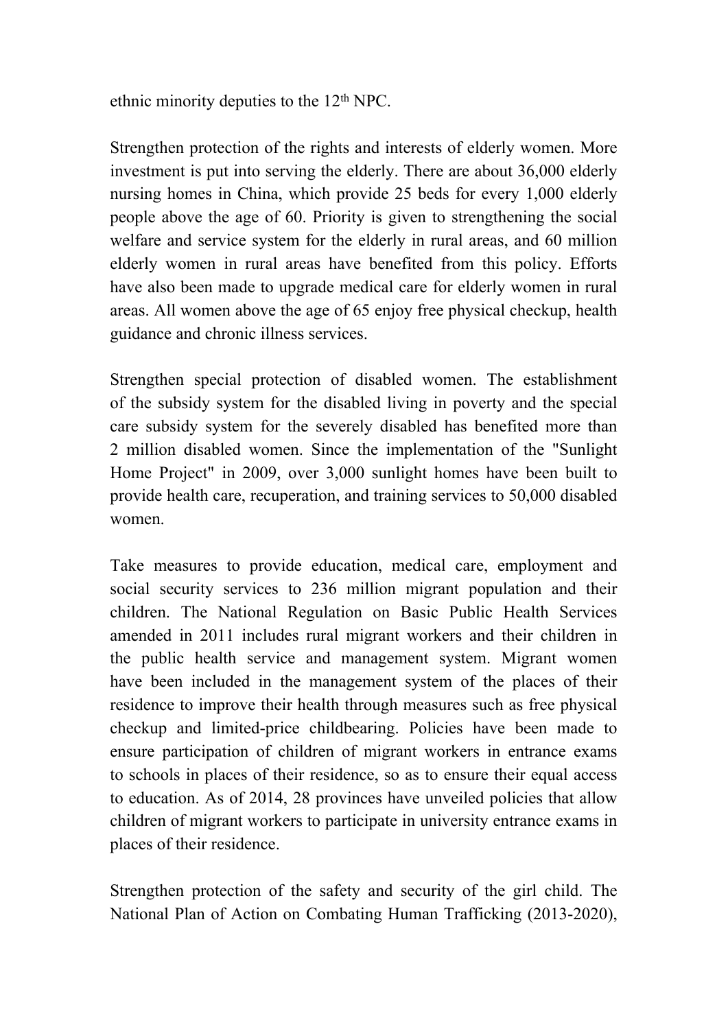ethnic minority deputies to the 12th NPC.

Strengthen protection of the rights and interests of elderly women. More investment is put into serving the elderly. There are about 36,000 elderly nursing homes in China, which provide 25 beds for every 1,000 elderly people above the age of 60. Priority is given to strengthening the social welfare and service system for the elderly in rural areas, and 60 million elderly women in rural areas have benefited from this policy. Efforts have also been made to upgrade medical care for elderly women in rural areas. All women above the age of 65 enjoy free physical checkup, health guidance and chronic illness services.

Strengthen special protection of disabled women. The establishment of the subsidy system for the disabled living in poverty and the special care subsidy system for the severely disabled has benefited more than 2 million disabled women. Since the implementation of the "Sunlight Home Project" in 2009, over 3,000 sunlight homes have been built to provide health care, recuperation, and training services to 50,000 disabled women.

Take measures to provide education, medical care, employment and social security services to 236 million migrant population and their children. The National Regulation on Basic Public Health Services amended in 2011 includes rural migrant workers and their children in the public health service and management system. Migrant women have been included in the management system of the places of their residence to improve their health through measures such as free physical checkup and limited-price childbearing. Policies have been made to ensure participation of children of migrant workers in entrance exams to schools in places of their residence, so as to ensure their equal access to education. As of 2014, 28 provinces have unveiled policies that allow children of migrant workers to participate in university entrance exams in places of their residence.

Strengthen protection of the safety and security of the girl child. The National Plan of Action on Combating Human Trafficking (2013-2020),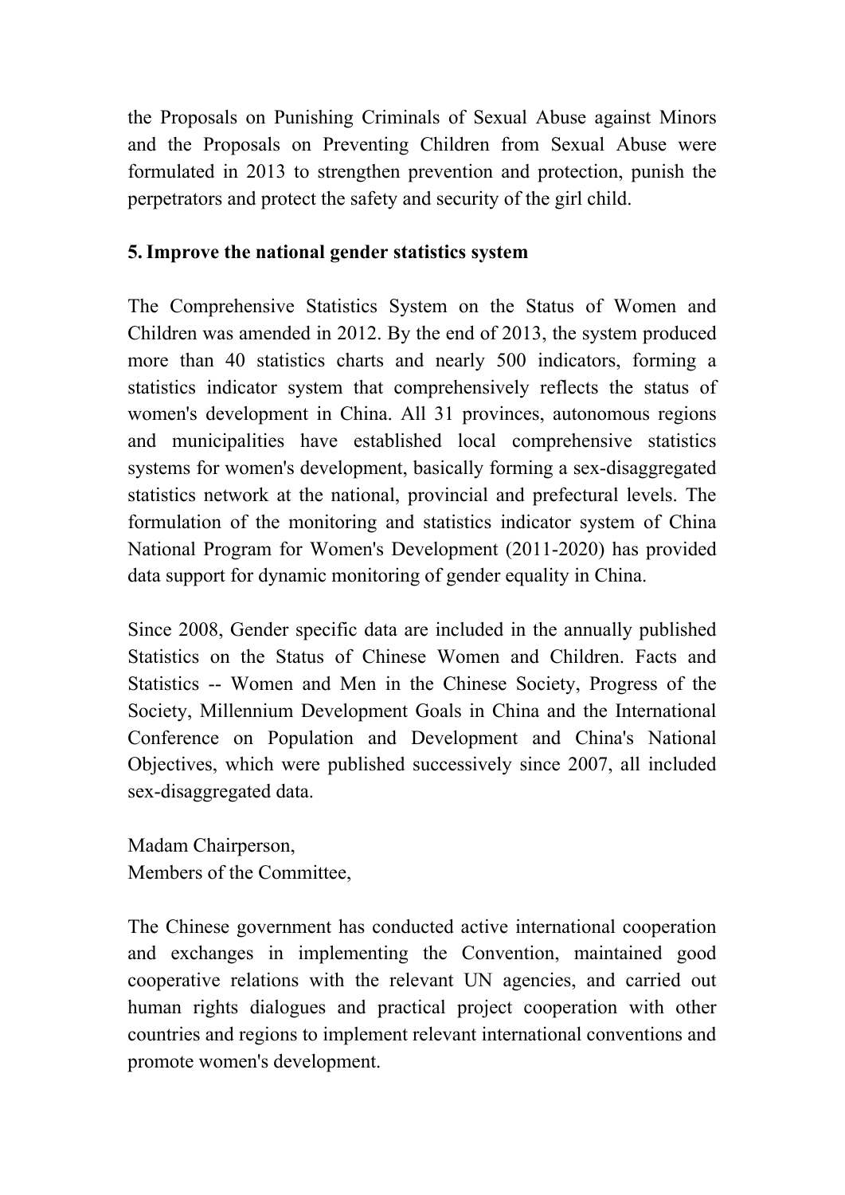the Proposals on Punishing Criminals of Sexual Abuse against Minors and the Proposals on Preventing Children from Sexual Abuse were formulated in 2013 to strengthen prevention and protection, punish the perpetrators and protect the safety and security of the girl child.

**5. Improve the national gender statistics system**

The Comprehensive Statistics System on the Status of Women and Children was amended in 2012. By the end of 2013, the system produced more than 40 statistics charts and nearly 500 indicators, forming a statistics indicator system that comprehensively reflects the status of women's development in China. All 31 provinces, autonomous regions and municipalities have established local comprehensive statistics systems for women's development, basically forming a sex-disaggregated statistics network at the national, provincial and prefectural levels. The formulation of the monitoring and statistics indicator system of China National Program for Women's Development (2011-2020) has provided data support for dynamic monitoring of gender equality in China.

Since 2008, Gender specific data are included in the annually published Statistics on the Status of Chinese Women and Children. Facts and Statistics -- Women and Men in the Chinese Society, Progress of the Society, Millennium Development Goals in China and the International Conference on Population and Development and China's National Objectives, which were published successively since 2007, all included sex-disaggregated data.

Madam Chairperson,
Members of the Committee,

The Chinese government has conducted active international cooperation and exchanges in implementing the Convention, maintained good cooperative relations with the relevant UN agencies, and carried out human rights dialogues and practical project cooperation with other countries and regions to implement relevant international conventions and promote women's development.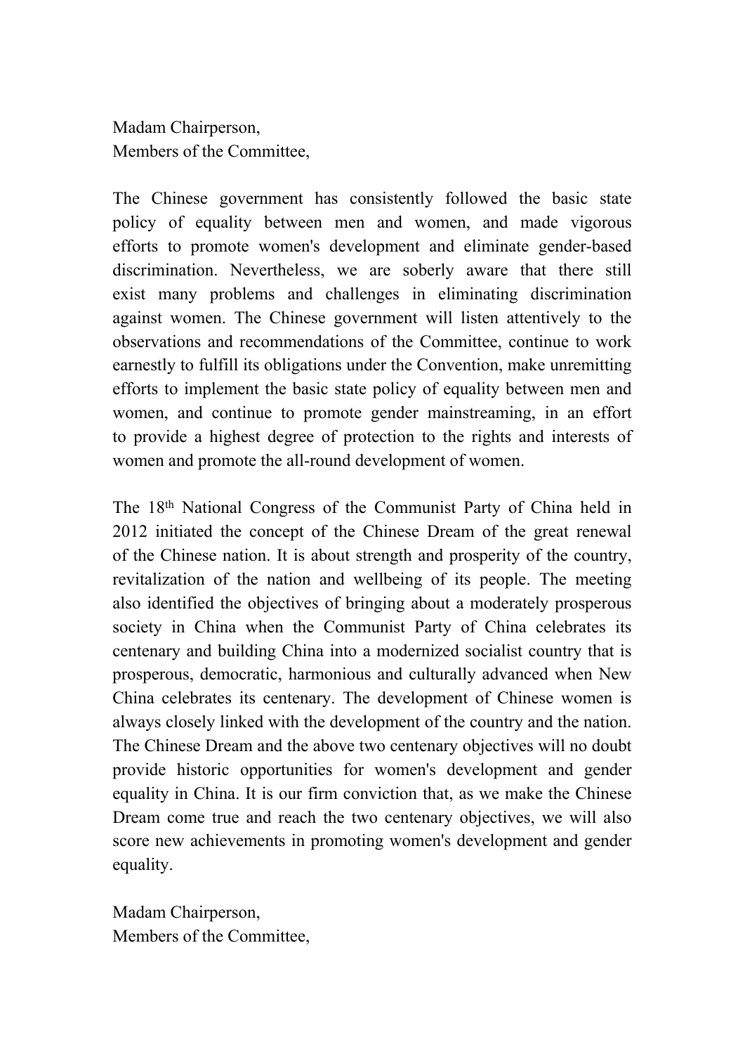Madam Chairperson,
Members of the Committee,

The Chinese government has consistently followed the basic state policy of equality between men and women, and made vigorous efforts to promote women's development and eliminate gender-based discrimination. Nevertheless, we are soberly aware that there still exist many problems and challenges in eliminating discrimination against women. The Chinese government will listen attentively to the observations and recommendations of the Committee, continue to work earnestly to fulfill its obligations under the Convention, make unremitting efforts to implement the basic state policy of equality between men and women, and continue to promote gender mainstreaming, in an effort to provide a highest degree of protection to the rights and interests of women and promote the all-round development of women.

The 18th National Congress of the Communist Party of China held in 2012 initiated the concept of the Chinese Dream of the great renewal of the Chinese nation. It is about strength and prosperity of the country, revitalization of the nation and wellbeing of its people. The meeting also identified the objectives of bringing about a moderately prosperous society in China when the Communist Party of China celebrates its centenary and building China into a modernized socialist country that is prosperous, democratic, harmonious and culturally advanced when New China celebrates its centenary. The development of Chinese women is always closely linked with the development of the country and the nation. The Chinese Dream and the above two centenary objectives will no doubt provide historic opportunities for women's development and gender equality in China. It is our firm conviction that, as we make the Chinese Dream come true and reach the two centenary objectives, we will also score new achievements in promoting women's development and gender equality.

Madam Chairperson,
Members of the Committee,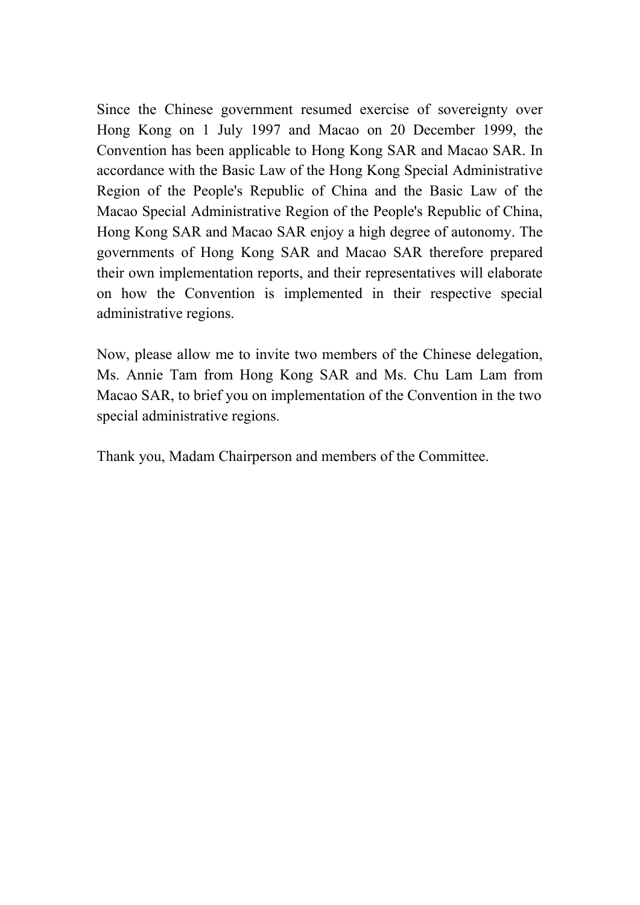Since the Chinese government resumed exercise of sovereignty over Hong Kong on 1 July 1997 and Macao on 20 December 1999, the Convention has been applicable to Hong Kong SAR and Macao SAR. In accordance with the Basic Law of the Hong Kong Special Administrative Region of the People's Republic of China and the Basic Law of the Macao Special Administrative Region of the People's Republic of China, Hong Kong SAR and Macao SAR enjoy a high degree of autonomy. The governments of Hong Kong SAR and Macao SAR therefore prepared their own implementation reports, and their representatives will elaborate on how the Convention is implemented in their respective special administrative regions.

Now, please allow me to invite two members of the Chinese delegation, Ms. Annie Tam from Hong Kong SAR and Ms. Chu Lam Lam from Macao SAR, to brief you on implementation of the Convention in the two special administrative regions.

Thank you, Madam Chairperson and members of the Committee.